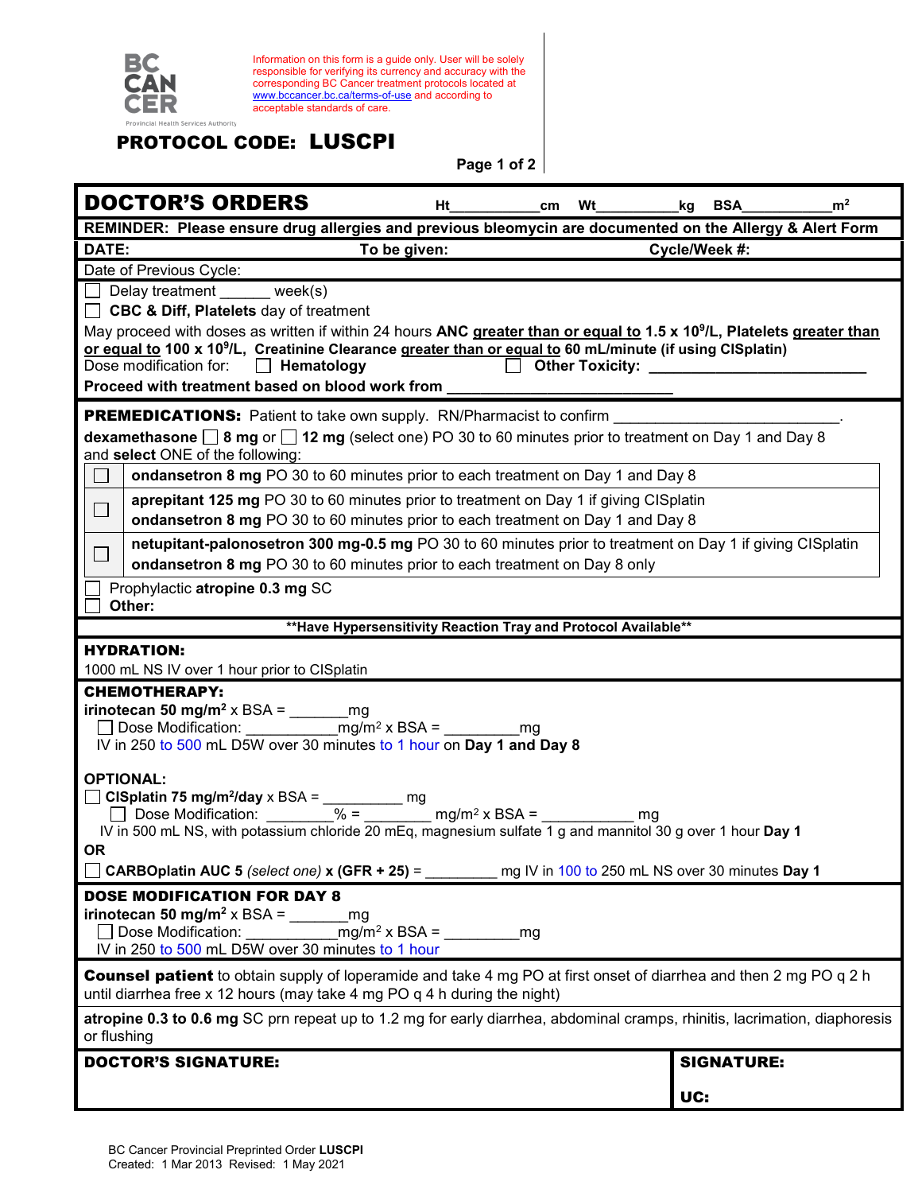BC CANCER

Provincial Health Services Authority

Information on this form is a guide only. User will be solely responsible for verifying its currency and accuracy with the corresponding BC Cancer treatment protocols located at www.bccancer.bc.ca/terms-of-use and according to acceptable standards of care.

## PROTOCOL CODE: LUSCPI

# DOCTOR'S ORDERS

Ht__________cm Wt__________kg BSA__________$m^2$

**REMINDER: Please ensure drug allergies and previous bleomycin are documented on the Allergy & Alert Form**

**DATE:** **To be given:** **Cycle/Week #:**

Date of Previous Cycle:

☐ Delay treatment ______ week(s)

☐ **CBC & Diff, Platelets** day of treatment

May proceed with doses as written if within 24 hours **ANC greater than or equal to 1.5 x $10^9$/L, Platelets greater than or equal to 100 x $10^9$/L, Creatinine Clearance greater than or equal to 60 mL/minute (if using CISplatin)**

Dose modification for: ☐ **Hematology** ☐ **Other Toxicity:** ___________________________

**Proceed with treatment based on blood work from** ___________________________

**PREMEDICATIONS:** Patient to take own supply. RN/Pharmacist to confirm ___________________________.

**dexamethasone** ☐ **8 mg** or ☐ **12 mg** (select one) PO 30 to 60 minutes prior to treatment on Day 1 and Day 8 and **select** ONE of the following:

| | |
|---|---|
| ☐ | **ondansetron 8 mg** PO 30 to 60 minutes prior to each treatment on Day 1 and Day 8 |
| ☐ | **aprepitant 125 mg** PO 30 to 60 minutes prior to treatment on Day 1 if giving CISplatin<br>**ondansetron 8 mg** PO 30 to 60 minutes prior to each treatment on Day 1 and Day 8 |
| ☐ | **netupitant-palonosetron 300 mg-0.5 mg** PO 30 to 60 minutes prior to treatment on Day 1 if giving CISplatin<br>**ondansetron 8 mg** PO 30 to 60 minutes prior to each treatment on Day 8 only |

☐ Prophylactic **atropine 0.3 mg** SC

☐ **Other:**

****Have Hypersensitivity Reaction Tray and Protocol Available****

**HYDRATION:**

1000 mL NS IV over 1 hour prior to CISplatin

**CHEMOTHERAPY:**

**irinotecan 50 mg/$m^2$** x BSA = _______mg

☐ Dose Modification: ___________mg/$m^2$ x BSA = _________mg

IV in 250 to 500 mL D5W over 30 minutes to 1 hour on **Day 1 and Day 8**

**OPTIONAL:**

☐ **CISplatin 75 mg/$m^2$/day** x BSA = __________ mg

☐ Dose Modification: ________% = ________ mg/$m^2$ x BSA = ___________ mg

IV in 500 mL NS, with potassium chloride 20 mEq, magnesium sulfate 1 g and mannitol 30 g over 1 hour **Day 1**

**OR**

☐ **CARBOplatin AUC 5** *(select one)* **x (GFR + 25)** = ________ mg IV in 100 to 250 mL NS over 30 minutes **Day 1**

**DOSE MODIFICATION FOR DAY 8**

**irinotecan 50 mg/$m^2$** x BSA = _______mg

☐ Dose Modification: ___________mg/$m^2$ x BSA = _________mg

IV in 250 to 500 mL D5W over 30 minutes to 1 hour

**Counsel patient** to obtain supply of loperamide and take 4 mg PO at first onset of diarrhea and then 2 mg PO q 2 h until diarrhea free x 12 hours (may take 4 mg PO q 4 h during the night)

**atropine 0.3 to 0.6 mg** SC prn repeat up to 1.2 mg for early diarrhea, abdominal cramps, rhinitis, lacrimation, diaphoresis or flushing

| **DOCTOR'S SIGNATURE:** | **SIGNATURE:**<br><br>**UC:** |
|---|---|

BC Cancer Provincial Preprinted Order **LUSCPI**
Created: 1 Mar 2013 Revised: 1 May 2021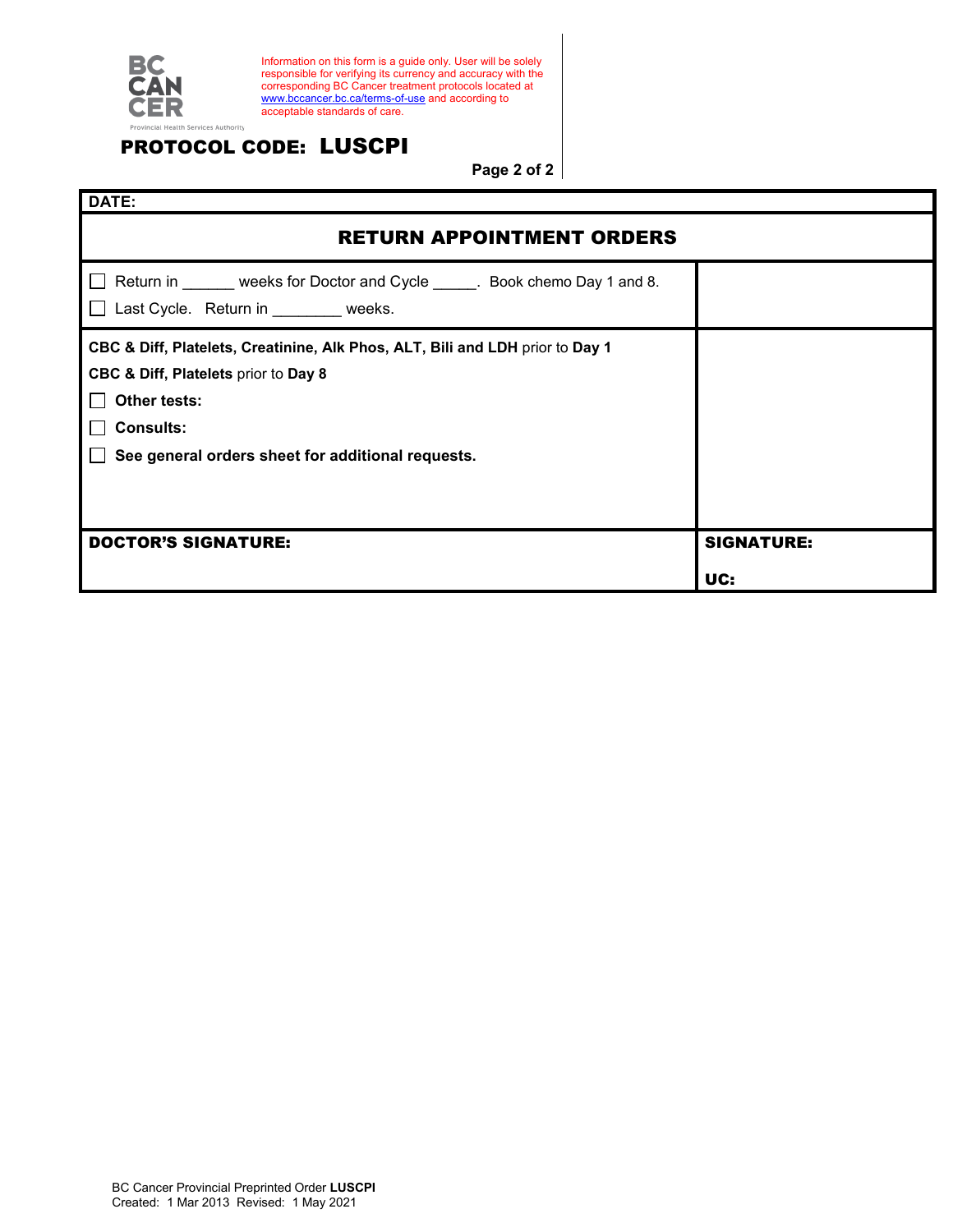Information on this form is a guide only. User will be solely responsible for verifying its currency and accuracy with the corresponding BC Cancer treatment protocols located at www.bccancer.bc.ca/terms-of-use and according to acceptable standards of care.

**PROTOCOL CODE: LUSCPI**

**DATE:**

## RETURN APPOINTMENT ORDERS

| | |
|---|---|
| ☐ Return in ______ weeks for Doctor and Cycle _____. Book chemo Day 1 and 8.<br>☐ Last Cycle. Return in ________ weeks. | |
| **CBC & Diff, Platelets, Creatinine, Alk Phos, ALT, Bili and LDH** prior to **Day 1**<br>**CBC & Diff, Platelets** prior to **Day 8**<br>☐ **Other tests:**<br>☐ **Consults:**<br>☐ **See general orders sheet for additional requests.** | |
| **DOCTOR'S SIGNATURE:** | **SIGNATURE:**<br><br>**UC:** |

BC Cancer Provincial Preprinted Order **LUSCPI**
Created: 1 Mar 2013 Revised: 1 May 2021